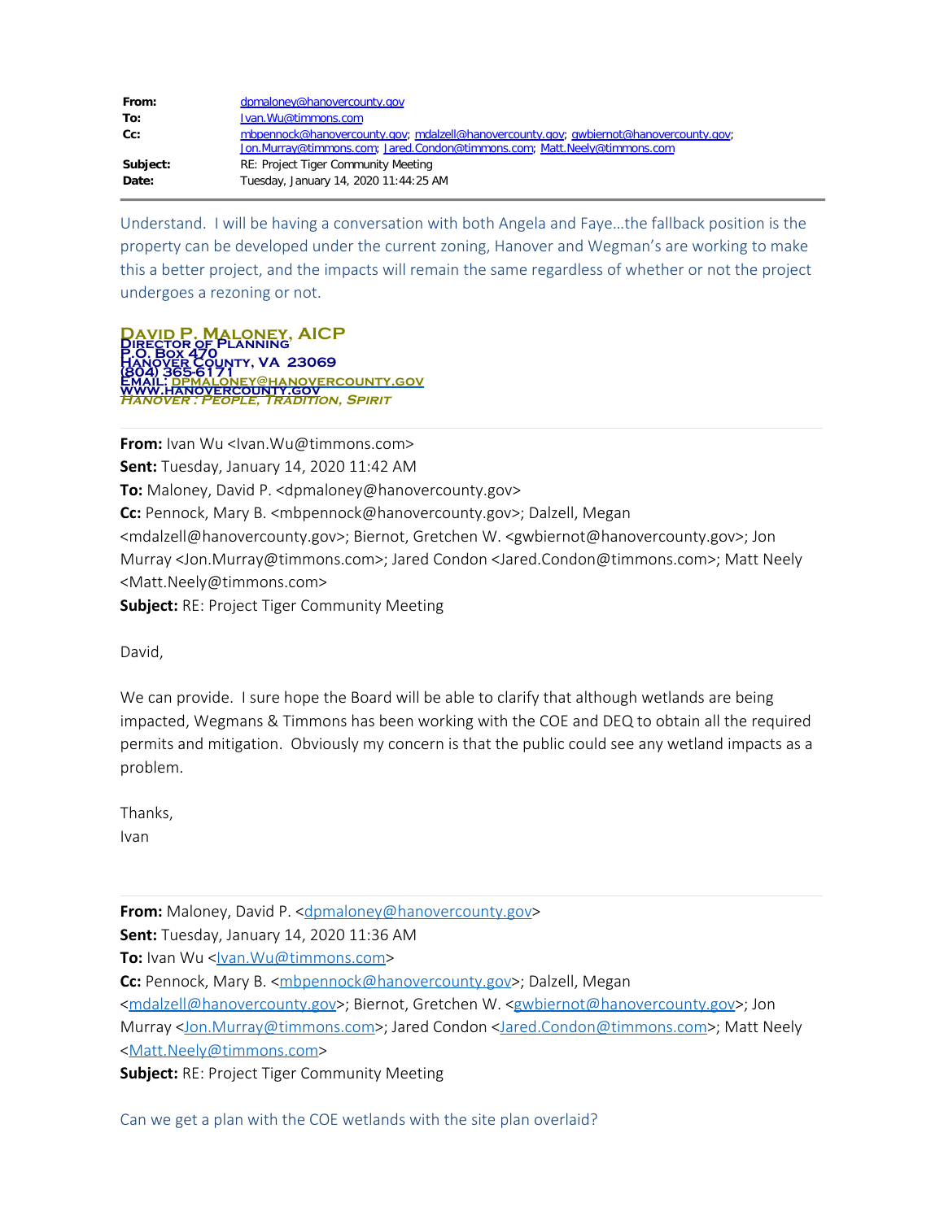| | |
|---|---|
| **From:** | dpmaloney@hanovercounty.gov |
| **To:** | Ivan.Wu@timmons.com |
| **Cc:** | mbpennock@hanovercounty.gov; mdalzell@hanovercounty.gov; gwbiernot@hanovercounty.gov; Jon.Murray@timmons.com; Jared.Condon@timmons.com; Matt.Neely@timmons.com |
| **Subject:** | RE: Project Tiger Community Meeting |
| **Date:** | Tuesday, January 14, 2020 11:44:25 AM |

---

Understand. I will be having a conversation with both Angela and Faye…the fallback position is the property can be developed under the current zoning, Hanover and Wegman's are working to make this a better project, and the impacts will remain the same regardless of whether or not the project undergoes a rezoning or not.

**David P. Maloney, AICP**
Director of Planning
P.O. Box 470
Hanover County, VA 23069
(804) 365-6171
Email: dpmaloney@hanovercounty.gov
www.hanovercounty.gov
*Hanover : People, Tradition, Spirit*

---

**From:** Ivan Wu <Ivan.Wu@timmons.com>
**Sent:** Tuesday, January 14, 2020 11:42 AM
**To:** Maloney, David P. <dpmaloney@hanovercounty.gov>
**Cc:** Pennock, Mary B. <mbpennock@hanovercounty.gov>; Dalzell, Megan <mdalzell@hanovercounty.gov>; Biernot, Gretchen W. <gwbiernot@hanovercounty.gov>; Jon Murray <Jon.Murray@timmons.com>; Jared Condon <Jared.Condon@timmons.com>; Matt Neely <Matt.Neely@timmons.com>
**Subject:** RE: Project Tiger Community Meeting

David,

We can provide. I sure hope the Board will be able to clarify that although wetlands are being impacted, Wegmans & Timmons has been working with the COE and DEQ to obtain all the required permits and mitigation. Obviously my concern is that the public could see any wetland impacts as a problem.

Thanks,
Ivan

---

**From:** Maloney, David P. <dpmaloney@hanovercounty.gov>
**Sent:** Tuesday, January 14, 2020 11:36 AM
**To:** Ivan Wu <Ivan.Wu@timmons.com>
**Cc:** Pennock, Mary B. <mbpennock@hanovercounty.gov>; Dalzell, Megan <mdalzell@hanovercounty.gov>; Biernot, Gretchen W. <gwbiernot@hanovercounty.gov>; Jon Murray <Jon.Murray@timmons.com>; Jared Condon <Jared.Condon@timmons.com>; Matt Neely <Matt.Neely@timmons.com>
**Subject:** RE: Project Tiger Community Meeting

Can we get a plan with the COE wetlands with the site plan overlaid?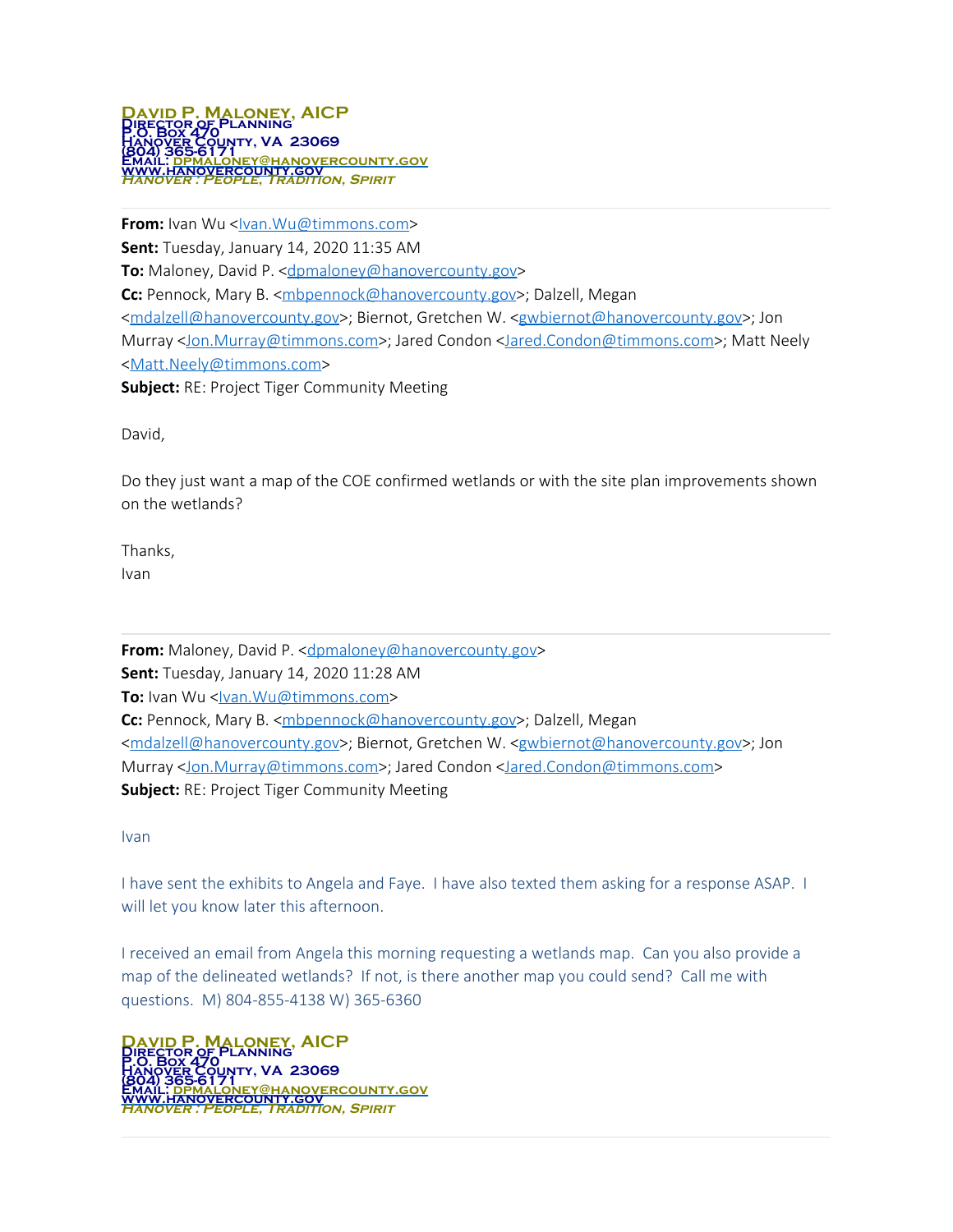**David P. Maloney, AICP**
**Director of Planning**
**P.O. Box 470**
**Hanover County, VA 23069**
**(804) 365-6171**
**Email: dpmaloney@hanovercounty.gov**
**www.hanovercounty.gov**
***Hanover : People, Tradition, Spirit***

---

**From:** Ivan Wu <Ivan.Wu@timmons.com>
**Sent:** Tuesday, January 14, 2020 11:35 AM
**To:** Maloney, David P. <dpmaloney@hanovercounty.gov>
**Cc:** Pennock, Mary B. <mbpennock@hanovercounty.gov>; Dalzell, Megan <mdalzell@hanovercounty.gov>; Biernot, Gretchen W. <gwbiernot@hanovercounty.gov>; Jon Murray <Jon.Murray@timmons.com>; Jared Condon <Jared.Condon@timmons.com>; Matt Neely <Matt.Neely@timmons.com>
**Subject:** RE: Project Tiger Community Meeting

David,

Do they just want a map of the COE confirmed wetlands or with the site plan improvements shown on the wetlands?

Thanks,
Ivan

---

**From:** Maloney, David P. <dpmaloney@hanovercounty.gov>
**Sent:** Tuesday, January 14, 2020 11:28 AM
**To:** Ivan Wu <Ivan.Wu@timmons.com>
**Cc:** Pennock, Mary B. <mbpennock@hanovercounty.gov>; Dalzell, Megan <mdalzell@hanovercounty.gov>; Biernot, Gretchen W. <gwbiernot@hanovercounty.gov>; Jon Murray <Jon.Murray@timmons.com>; Jared Condon <Jared.Condon@timmons.com>
**Subject:** RE: Project Tiger Community Meeting

Ivan

I have sent the exhibits to Angela and Faye. I have also texted them asking for a response ASAP. I will let you know later this afternoon.

I received an email from Angela this morning requesting a wetlands map. Can you also provide a map of the delineated wetlands? If not, is there another map you could send? Call me with questions. M) 804-855-4138 W) 365-6360

**David P. Maloney, AICP**
**Director of Planning**
**P.O. Box 470**
**Hanover County, VA 23069**
**(804) 365-6171**
**Email: dpmaloney@hanovercounty.gov**
**www.hanovercounty.gov**
***Hanover : People, Tradition, Spirit***

---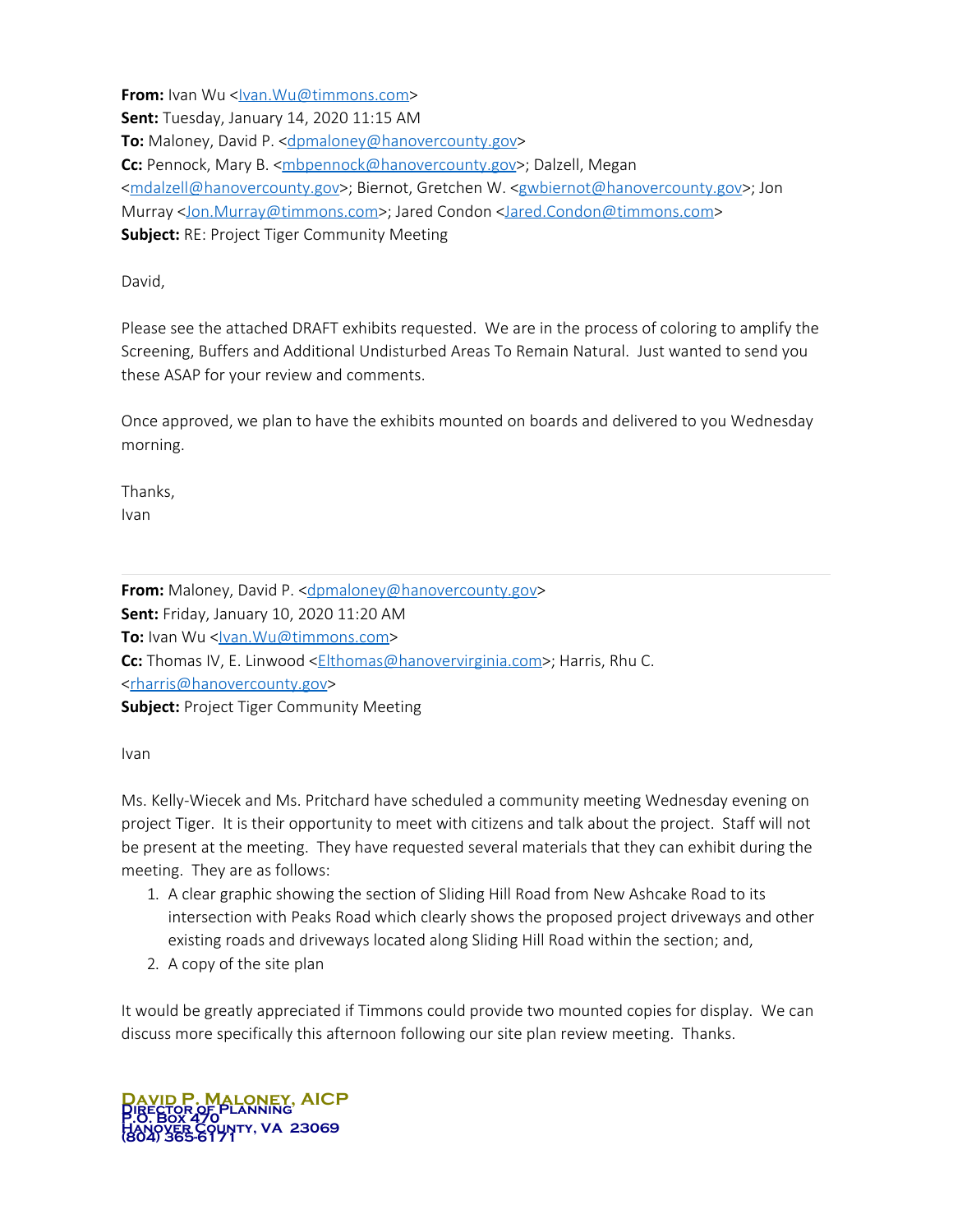**From:** Ivan Wu <Ivan.Wu@timmons.com>
**Sent:** Tuesday, January 14, 2020 11:15 AM
**To:** Maloney, David P. <dpmaloney@hanovercounty.gov>
**Cc:** Pennock, Mary B. <mbpennock@hanovercounty.gov>; Dalzell, Megan <mdalzell@hanovercounty.gov>; Biernot, Gretchen W. <gwbiernot@hanovercounty.gov>; Jon Murray <Jon.Murray@timmons.com>; Jared Condon <Jared.Condon@timmons.com>
**Subject:** RE: Project Tiger Community Meeting

David,

Please see the attached DRAFT exhibits requested. We are in the process of coloring to amplify the Screening, Buffers and Additional Undisturbed Areas To Remain Natural. Just wanted to send you these ASAP for your review and comments.

Once approved, we plan to have the exhibits mounted on boards and delivered to you Wednesday morning.

Thanks,
Ivan

---

**From:** Maloney, David P. <dpmaloney@hanovercounty.gov>
**Sent:** Friday, January 10, 2020 11:20 AM
**To:** Ivan Wu <Ivan.Wu@timmons.com>
**Cc:** Thomas IV, E. Linwood <Elthomas@hanovervirginia.com>; Harris, Rhu C. <rharris@hanovercounty.gov>
**Subject:** Project Tiger Community Meeting

Ivan

Ms. Kelly-Wiecek and Ms. Pritchard have scheduled a community meeting Wednesday evening on project Tiger. It is their opportunity to meet with citizens and talk about the project. Staff will not be present at the meeting. They have requested several materials that they can exhibit during the meeting. They are as follows:

1. A clear graphic showing the section of Sliding Hill Road from New Ashcake Road to its intersection with Peaks Road which clearly shows the proposed project driveways and other existing roads and driveways located along Sliding Hill Road within the section; and,
2. A copy of the site plan

It would be greatly appreciated if Timmons could provide two mounted copies for display. We can discuss more specifically this afternoon following our site plan review meeting. Thanks.

**David P. Maloney, AICP**
Director of Planning
P.O. Box 470
Hanover County, VA 23069
(804) 365-6171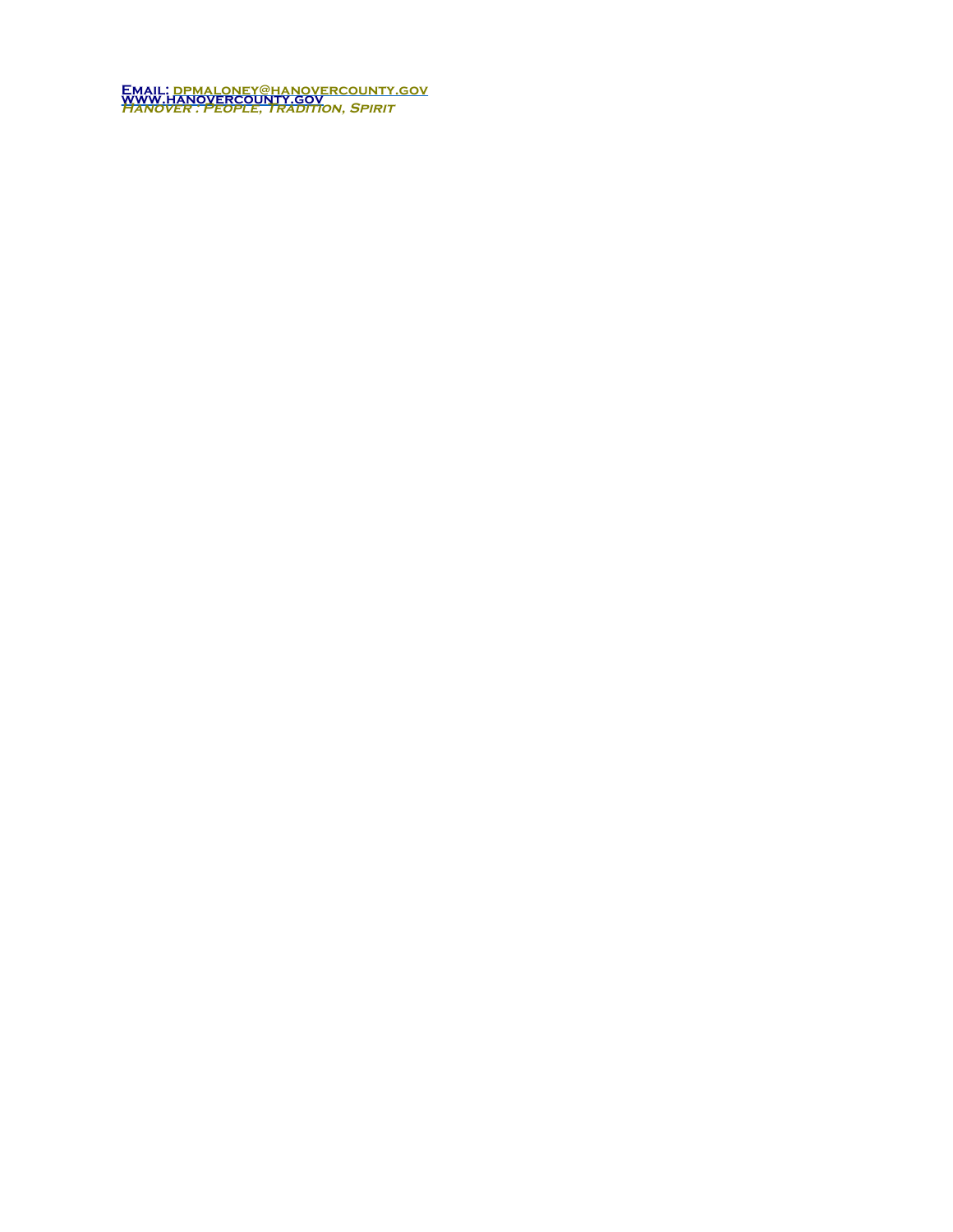Email: dpmaloney@hanovercounty.gov
www.hanovercounty.gov
*Hanover : People, Tradition, Spirit*